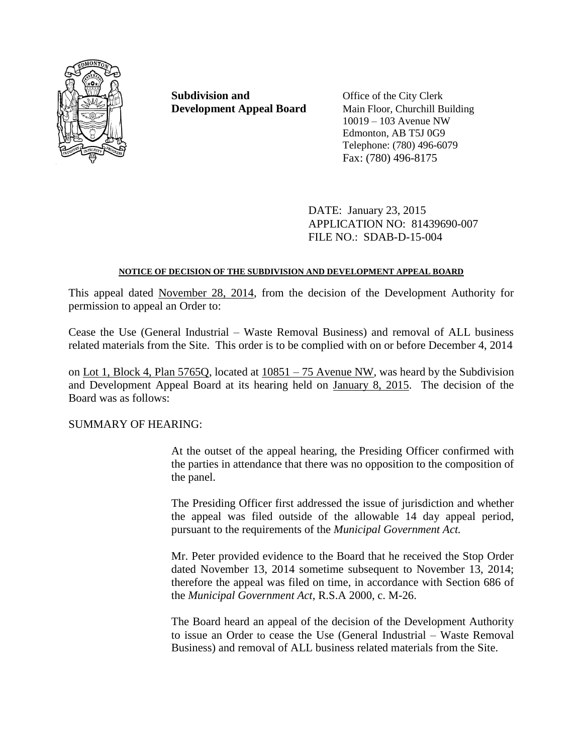**Subdivision and Development Appeal Board**

Office of the City Clerk
Main Floor, Churchill Building
10019 – 103 Avenue NW
Edmonton, AB T5J 0G9
Telephone: (780) 496-6079
Fax: (780) 496-8175

DATE: January 23, 2015
APPLICATION NO: 81439690-007
FILE NO.: SDAB-D-15-004

**NOTICE OF DECISION OF THE SUBDIVISION AND DEVELOPMENT APPEAL BOARD**

This appeal dated November 28, 2014, from the decision of the Development Authority for permission to appeal an Order to:

Cease the Use (General Industrial – Waste Removal Business) and removal of ALL business related materials from the Site. This order is to be complied with on or before December 4, 2014

on Lot 1, Block 4, Plan 5765Q, located at 10851 – 75 Avenue NW, was heard by the Subdivision and Development Appeal Board at its hearing held on January 8, 2015. The decision of the Board was as follows:

SUMMARY OF HEARING:

At the outset of the appeal hearing, the Presiding Officer confirmed with the parties in attendance that there was no opposition to the composition of the panel.

The Presiding Officer first addressed the issue of jurisdiction and whether the appeal was filed outside of the allowable 14 day appeal period, pursuant to the requirements of the *Municipal Government Act.*

Mr. Peter provided evidence to the Board that he received the Stop Order dated November 13, 2014 sometime subsequent to November 13, 2014; therefore the appeal was filed on time, in accordance with Section 686 of the *Municipal Government Act*, R.S.A 2000, c. M-26.

The Board heard an appeal of the decision of the Development Authority to issue an Order to cease the Use (General Industrial – Waste Removal Business) and removal of ALL business related materials from the Site.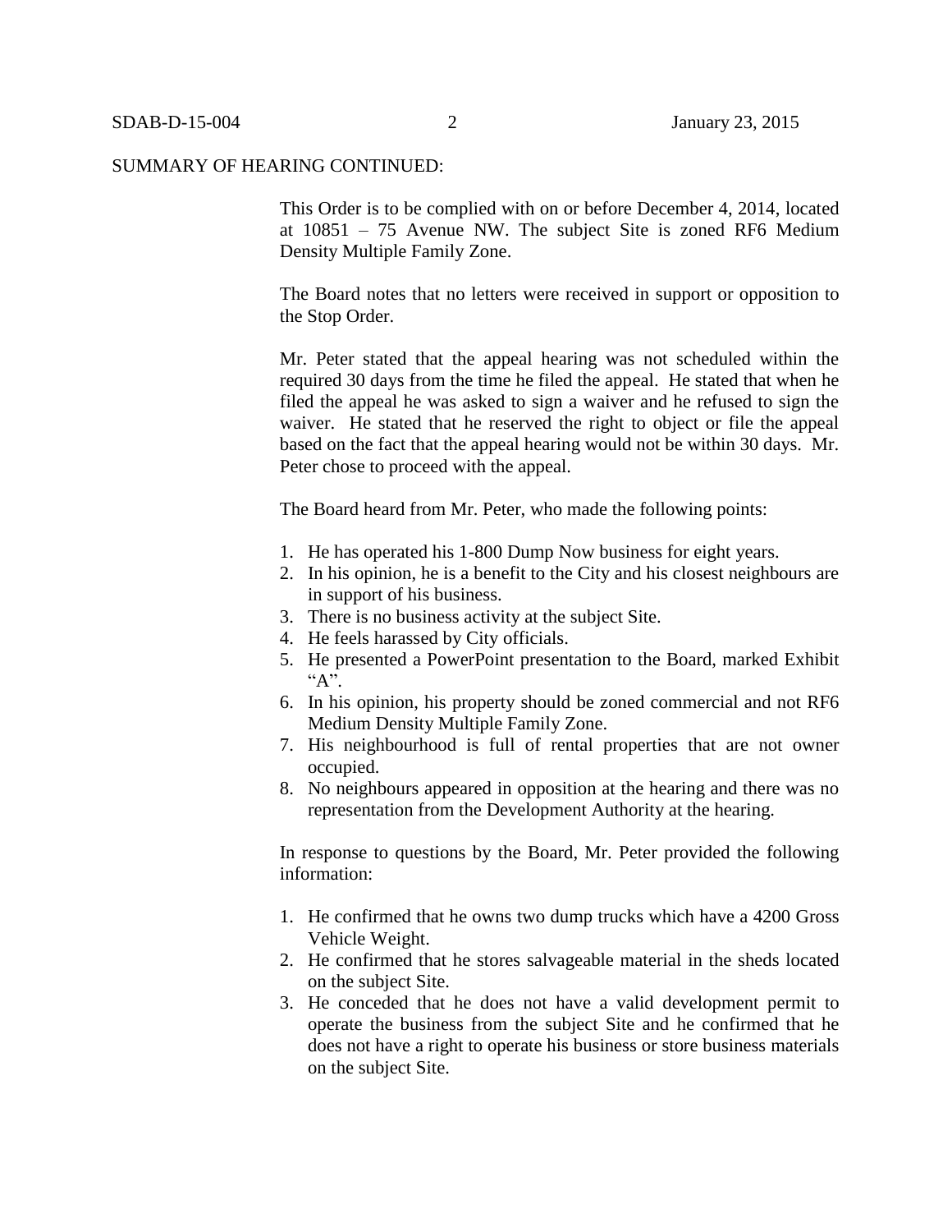SUMMARY OF HEARING CONTINUED:

This Order is to be complied with on or before December 4, 2014, located at 10851 – 75 Avenue NW. The subject Site is zoned RF6 Medium Density Multiple Family Zone.

The Board notes that no letters were received in support or opposition to the Stop Order.

Mr. Peter stated that the appeal hearing was not scheduled within the required 30 days from the time he filed the appeal. He stated that when he filed the appeal he was asked to sign a waiver and he refused to sign the waiver. He stated that he reserved the right to object or file the appeal based on the fact that the appeal hearing would not be within 30 days. Mr. Peter chose to proceed with the appeal.

The Board heard from Mr. Peter, who made the following points:

1. He has operated his 1-800 Dump Now business for eight years.
2. In his opinion, he is a benefit to the City and his closest neighbours are in support of his business.
3. There is no business activity at the subject Site.
4. He feels harassed by City officials.
5. He presented a PowerPoint presentation to the Board, marked Exhibit "A".
6. In his opinion, his property should be zoned commercial and not RF6 Medium Density Multiple Family Zone.
7. His neighbourhood is full of rental properties that are not owner occupied.
8. No neighbours appeared in opposition at the hearing and there was no representation from the Development Authority at the hearing.

In response to questions by the Board, Mr. Peter provided the following information:

1. He confirmed that he owns two dump trucks which have a 4200 Gross Vehicle Weight.
2. He confirmed that he stores salvageable material in the sheds located on the subject Site.
3. He conceded that he does not have a valid development permit to operate the business from the subject Site and he confirmed that he does not have a right to operate his business or store business materials on the subject Site.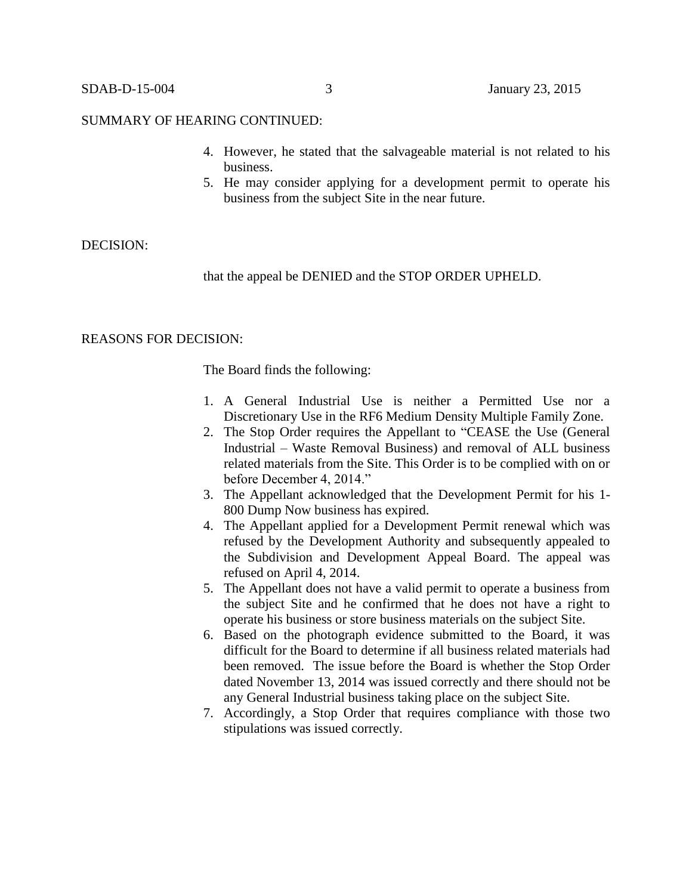SUMMARY OF HEARING CONTINUED:

4. However, he stated that the salvageable material is not related to his business.
5. He may consider applying for a development permit to operate his business from the subject Site in the near future.

DECISION:

that the appeal be DENIED and the STOP ORDER UPHELD.

REASONS FOR DECISION:

The Board finds the following:

1. A General Industrial Use is neither a Permitted Use nor a Discretionary Use in the RF6 Medium Density Multiple Family Zone.
2. The Stop Order requires the Appellant to "CEASE the Use (General Industrial – Waste Removal Business) and removal of ALL business related materials from the Site. This Order is to be complied with on or before December 4, 2014."
3. The Appellant acknowledged that the Development Permit for his 1-800 Dump Now business has expired.
4. The Appellant applied for a Development Permit renewal which was refused by the Development Authority and subsequently appealed to the Subdivision and Development Appeal Board. The appeal was refused on April 4, 2014.
5. The Appellant does not have a valid permit to operate a business from the subject Site and he confirmed that he does not have a right to operate his business or store business materials on the subject Site.
6. Based on the photograph evidence submitted to the Board, it was difficult for the Board to determine if all business related materials had been removed. The issue before the Board is whether the Stop Order dated November 13, 2014 was issued correctly and there should not be any General Industrial business taking place on the subject Site.
7. Accordingly, a Stop Order that requires compliance with those two stipulations was issued correctly.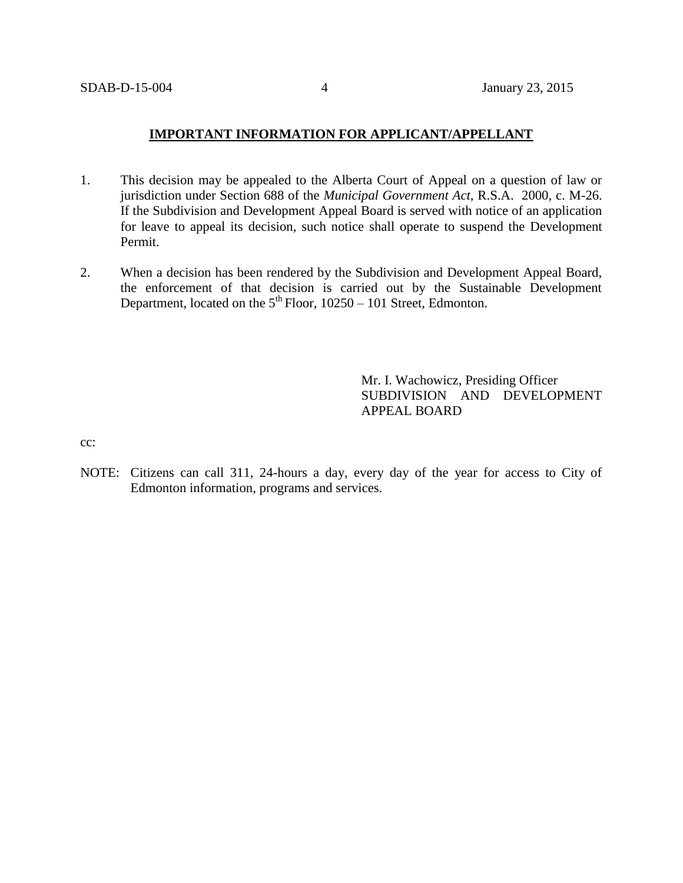**IMPORTANT INFORMATION FOR APPLICANT/APPELLANT**

1. This decision may be appealed to the Alberta Court of Appeal on a question of law or jurisdiction under Section 688 of the *Municipal Government Act*, R.S.A. 2000, c. M-26. If the Subdivision and Development Appeal Board is served with notice of an application for leave to appeal its decision, such notice shall operate to suspend the Development Permit.

2. When a decision has been rendered by the Subdivision and Development Appeal Board, the enforcement of that decision is carried out by the Sustainable Development Department, located on the 5th Floor, 10250 – 101 Street, Edmonton.

Mr. I. Wachowicz, Presiding Officer
SUBDIVISION AND DEVELOPMENT APPEAL BOARD

cc:

NOTE: Citizens can call 311, 24-hours a day, every day of the year for access to City of Edmonton information, programs and services.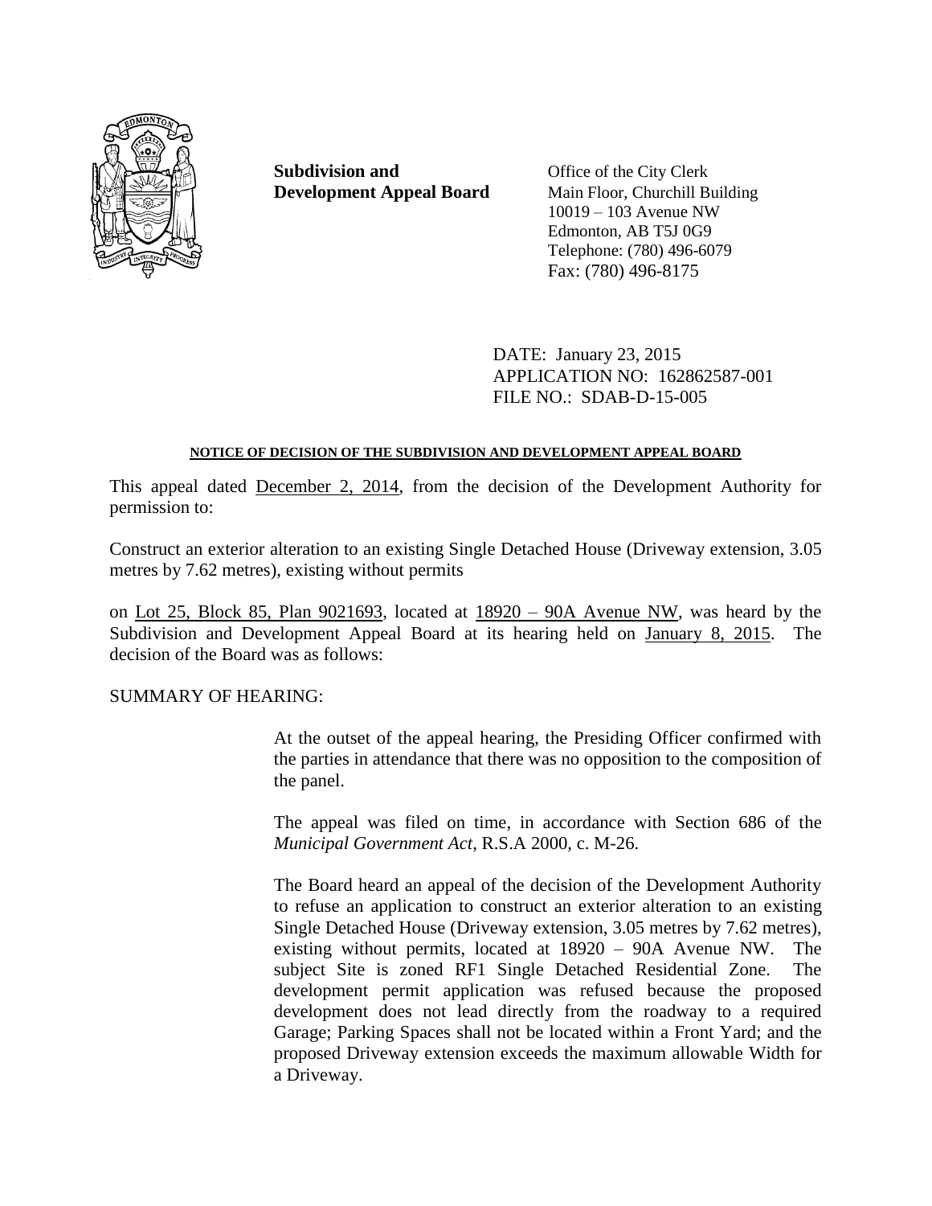**Subdivision and Development Appeal Board**

Office of the City Clerk
Main Floor, Churchill Building
10019 – 103 Avenue NW
Edmonton, AB T5J 0G9
Telephone: (780) 496-6079
Fax: (780) 496-8175

DATE: January 23, 2015
APPLICATION NO: 162862587-001
FILE NO.: SDAB-D-15-005

**NOTICE OF DECISION OF THE SUBDIVISION AND DEVELOPMENT APPEAL BOARD**

This appeal dated December 2, 2014, from the decision of the Development Authority for permission to:

Construct an exterior alteration to an existing Single Detached House (Driveway extension, 3.05 metres by 7.62 metres), existing without permits

on Lot 25, Block 85, Plan 9021693, located at 18920 – 90A Avenue NW, was heard by the Subdivision and Development Appeal Board at its hearing held on January 8, 2015. The decision of the Board was as follows:

SUMMARY OF HEARING:

At the outset of the appeal hearing, the Presiding Officer confirmed with the parties in attendance that there was no opposition to the composition of the panel.

The appeal was filed on time, in accordance with Section 686 of the *Municipal Government Act*, R.S.A 2000, c. M-26.

The Board heard an appeal of the decision of the Development Authority to refuse an application to construct an exterior alteration to an existing Single Detached House (Driveway extension, 3.05 metres by 7.62 metres), existing without permits, located at 18920 – 90A Avenue NW. The subject Site is zoned RF1 Single Detached Residential Zone. The development permit application was refused because the proposed development does not lead directly from the roadway to a required Garage; Parking Spaces shall not be located within a Front Yard; and the proposed Driveway extension exceeds the maximum allowable Width for a Driveway.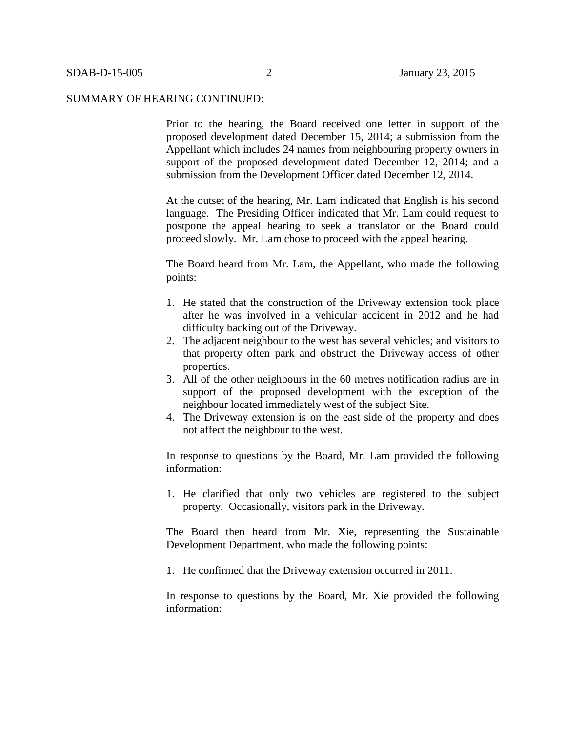SUMMARY OF HEARING CONTINUED:

Prior to the hearing, the Board received one letter in support of the proposed development dated December 15, 2014; a submission from the Appellant which includes 24 names from neighbouring property owners in support of the proposed development dated December 12, 2014; and a submission from the Development Officer dated December 12, 2014.

At the outset of the hearing, Mr. Lam indicated that English is his second language. The Presiding Officer indicated that Mr. Lam could request to postpone the appeal hearing to seek a translator or the Board could proceed slowly. Mr. Lam chose to proceed with the appeal hearing.

The Board heard from Mr. Lam, the Appellant, who made the following points:

1. He stated that the construction of the Driveway extension took place after he was involved in a vehicular accident in 2012 and he had difficulty backing out of the Driveway.
2. The adjacent neighbour to the west has several vehicles; and visitors to that property often park and obstruct the Driveway access of other properties.
3. All of the other neighbours in the 60 metres notification radius are in support of the proposed development with the exception of the neighbour located immediately west of the subject Site.
4. The Driveway extension is on the east side of the property and does not affect the neighbour to the west.

In response to questions by the Board, Mr. Lam provided the following information:

1. He clarified that only two vehicles are registered to the subject property. Occasionally, visitors park in the Driveway.

The Board then heard from Mr. Xie, representing the Sustainable Development Department, who made the following points:

1. He confirmed that the Driveway extension occurred in 2011.

In response to questions by the Board, Mr. Xie provided the following information: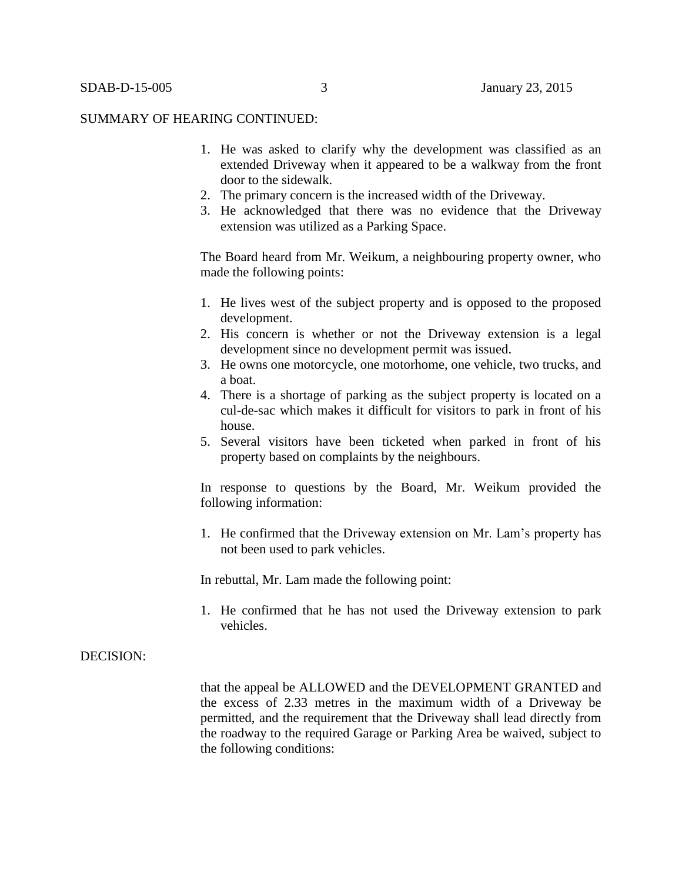SUMMARY OF HEARING CONTINUED:

1. He was asked to clarify why the development was classified as an extended Driveway when it appeared to be a walkway from the front door to the sidewalk.
2. The primary concern is the increased width of the Driveway.
3. He acknowledged that there was no evidence that the Driveway extension was utilized as a Parking Space.

The Board heard from Mr. Weikum, a neighbouring property owner, who made the following points:

1. He lives west of the subject property and is opposed to the proposed development.
2. His concern is whether or not the Driveway extension is a legal development since no development permit was issued.
3. He owns one motorcycle, one motorhome, one vehicle, two trucks, and a boat.
4. There is a shortage of parking as the subject property is located on a cul-de-sac which makes it difficult for visitors to park in front of his house.
5. Several visitors have been ticketed when parked in front of his property based on complaints by the neighbours.

In response to questions by the Board, Mr. Weikum provided the following information:

1. He confirmed that the Driveway extension on Mr. Lam's property has not been used to park vehicles.

In rebuttal, Mr. Lam made the following point:

1. He confirmed that he has not used the Driveway extension to park vehicles.

DECISION:

that the appeal be ALLOWED and the DEVELOPMENT GRANTED and the excess of 2.33 metres in the maximum width of a Driveway be permitted, and the requirement that the Driveway shall lead directly from the roadway to the required Garage or Parking Area be waived, subject to the following conditions: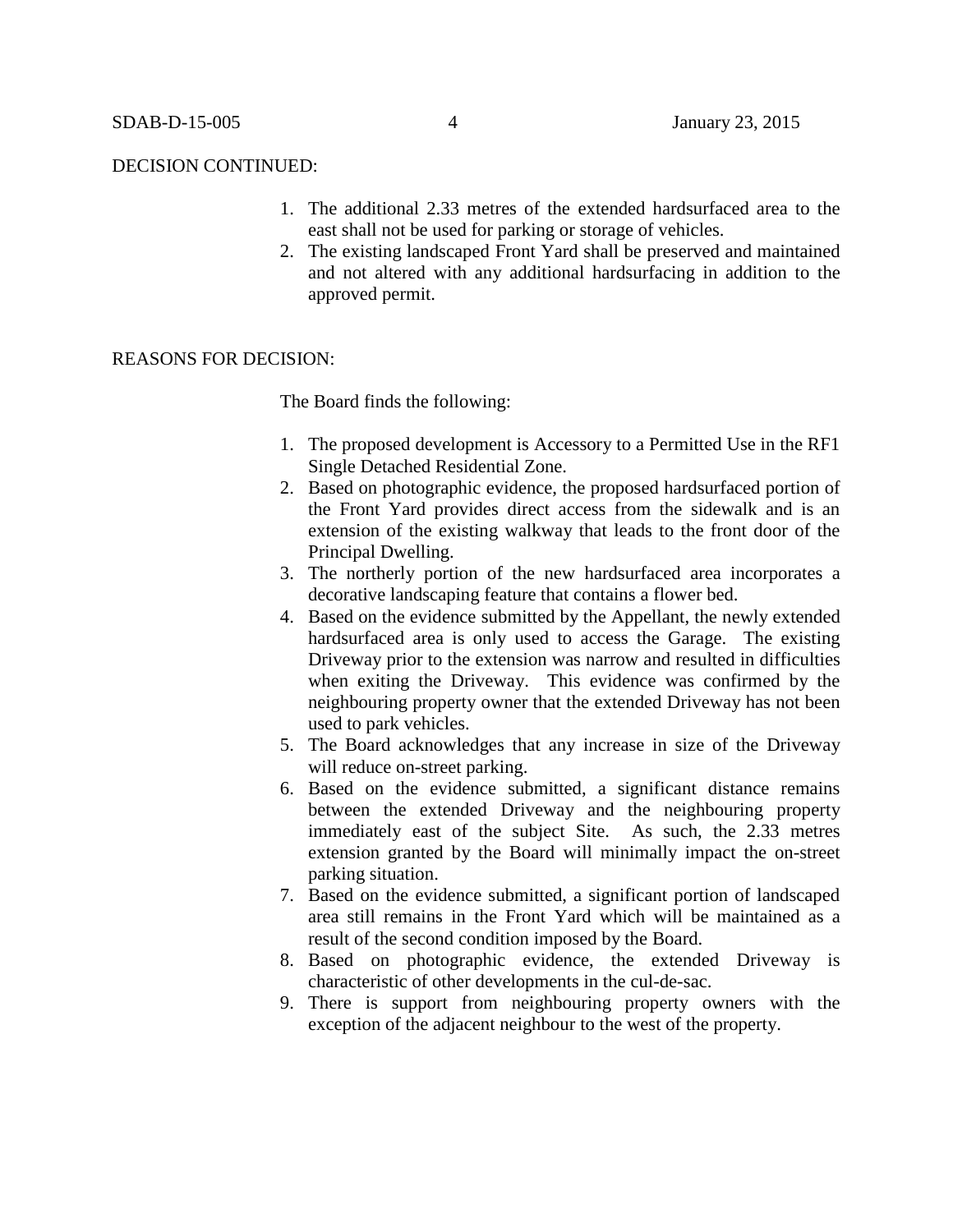DECISION CONTINUED:

1. The additional 2.33 metres of the extended hardsurfaced area to the east shall not be used for parking or storage of vehicles.
2. The existing landscaped Front Yard shall be preserved and maintained and not altered with any additional hardsurfacing in addition to the approved permit.

REASONS FOR DECISION:

The Board finds the following:

1. The proposed development is Accessory to a Permitted Use in the RF1 Single Detached Residential Zone.
2. Based on photographic evidence, the proposed hardsurfaced portion of the Front Yard provides direct access from the sidewalk and is an extension of the existing walkway that leads to the front door of the Principal Dwelling.
3. The northerly portion of the new hardsurfaced area incorporates a decorative landscaping feature that contains a flower bed.
4. Based on the evidence submitted by the Appellant, the newly extended hardsurfaced area is only used to access the Garage. The existing Driveway prior to the extension was narrow and resulted in difficulties when exiting the Driveway. This evidence was confirmed by the neighbouring property owner that the extended Driveway has not been used to park vehicles.
5. The Board acknowledges that any increase in size of the Driveway will reduce on-street parking.
6. Based on the evidence submitted, a significant distance remains between the extended Driveway and the neighbouring property immediately east of the subject Site. As such, the 2.33 metres extension granted by the Board will minimally impact the on-street parking situation.
7. Based on the evidence submitted, a significant portion of landscaped area still remains in the Front Yard which will be maintained as a result of the second condition imposed by the Board.
8. Based on photographic evidence, the extended Driveway is characteristic of other developments in the cul-de-sac.
9. There is support from neighbouring property owners with the exception of the adjacent neighbour to the west of the property.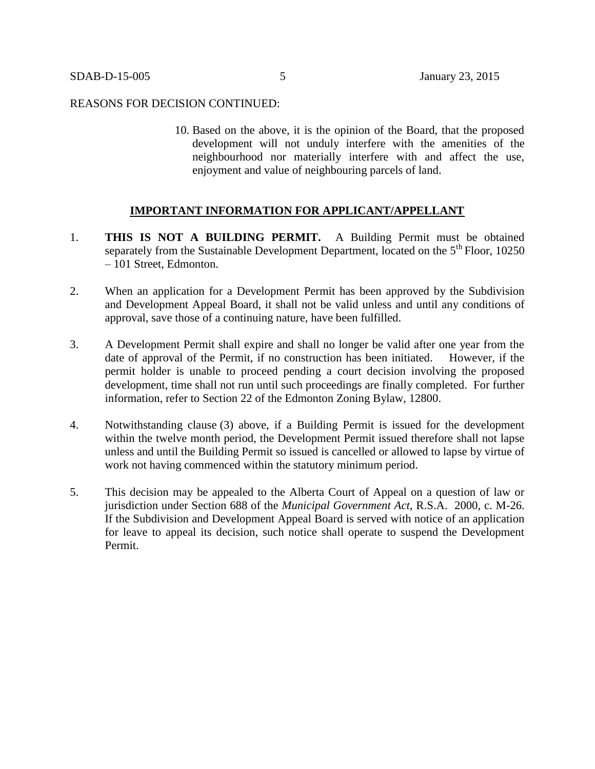REASONS FOR DECISION CONTINUED:

10. Based on the above, it is the opinion of the Board, that the proposed development will not unduly interfere with the amenities of the neighbourhood nor materially interfere with and affect the use, enjoyment and value of neighbouring parcels of land.

**IMPORTANT INFORMATION FOR APPLICANT/APPELLANT**

1. **THIS IS NOT A BUILDING PERMIT.** A Building Permit must be obtained separately from the Sustainable Development Department, located on the 5th Floor, 10250 – 101 Street, Edmonton.

2. When an application for a Development Permit has been approved by the Subdivision and Development Appeal Board, it shall not be valid unless and until any conditions of approval, save those of a continuing nature, have been fulfilled.

3. A Development Permit shall expire and shall no longer be valid after one year from the date of approval of the Permit, if no construction has been initiated. However, if the permit holder is unable to proceed pending a court decision involving the proposed development, time shall not run until such proceedings are finally completed. For further information, refer to Section 22 of the Edmonton Zoning Bylaw, 12800.

4. Notwithstanding clause (3) above, if a Building Permit is issued for the development within the twelve month period, the Development Permit issued therefore shall not lapse unless and until the Building Permit so issued is cancelled or allowed to lapse by virtue of work not having commenced within the statutory minimum period.

5. This decision may be appealed to the Alberta Court of Appeal on a question of law or jurisdiction under Section 688 of the *Municipal Government Act*, R.S.A. 2000, c. M-26. If the Subdivision and Development Appeal Board is served with notice of an application for leave to appeal its decision, such notice shall operate to suspend the Development Permit.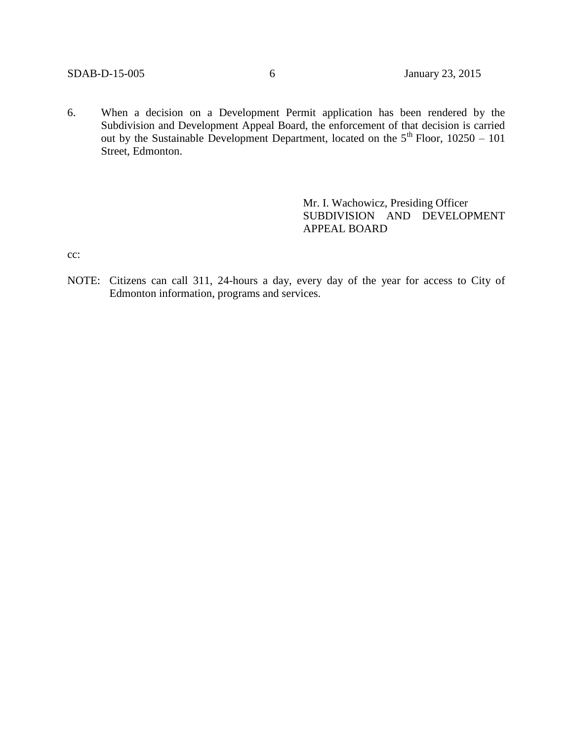6. When a decision on a Development Permit application has been rendered by the Subdivision and Development Appeal Board, the enforcement of that decision is carried out by the Sustainable Development Department, located on the 5th Floor, 10250 – 101 Street, Edmonton.

Mr. I. Wachowicz, Presiding Officer
SUBDIVISION AND DEVELOPMENT APPEAL BOARD

cc:

NOTE: Citizens can call 311, 24-hours a day, every day of the year for access to City of Edmonton information, programs and services.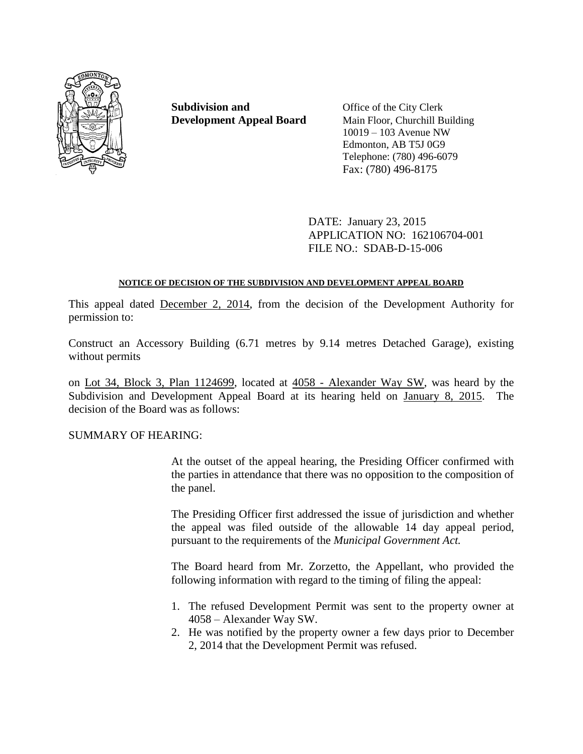**Subdivision and Development Appeal Board**

Office of the City Clerk
Main Floor, Churchill Building
10019 – 103 Avenue NW
Edmonton, AB T5J 0G9
Telephone: (780) 496-6079
Fax: (780) 496-8175

DATE: January 23, 2015
APPLICATION NO: 162106704-001
FILE NO.: SDAB-D-15-006

**NOTICE OF DECISION OF THE SUBDIVISION AND DEVELOPMENT APPEAL BOARD**

This appeal dated December 2, 2014, from the decision of the Development Authority for permission to:

Construct an Accessory Building (6.71 metres by 9.14 metres Detached Garage), existing without permits

on Lot 34, Block 3, Plan 1124699, located at 4058 - Alexander Way SW, was heard by the Subdivision and Development Appeal Board at its hearing held on January 8, 2015. The decision of the Board was as follows:

SUMMARY OF HEARING:

At the outset of the appeal hearing, the Presiding Officer confirmed with the parties in attendance that there was no opposition to the composition of the panel.

The Presiding Officer first addressed the issue of jurisdiction and whether the appeal was filed outside of the allowable 14 day appeal period, pursuant to the requirements of the *Municipal Government Act.*

The Board heard from Mr. Zorzetto, the Appellant, who provided the following information with regard to the timing of filing the appeal:

1. The refused Development Permit was sent to the property owner at 4058 – Alexander Way SW.
2. He was notified by the property owner a few days prior to December 2, 2014 that the Development Permit was refused.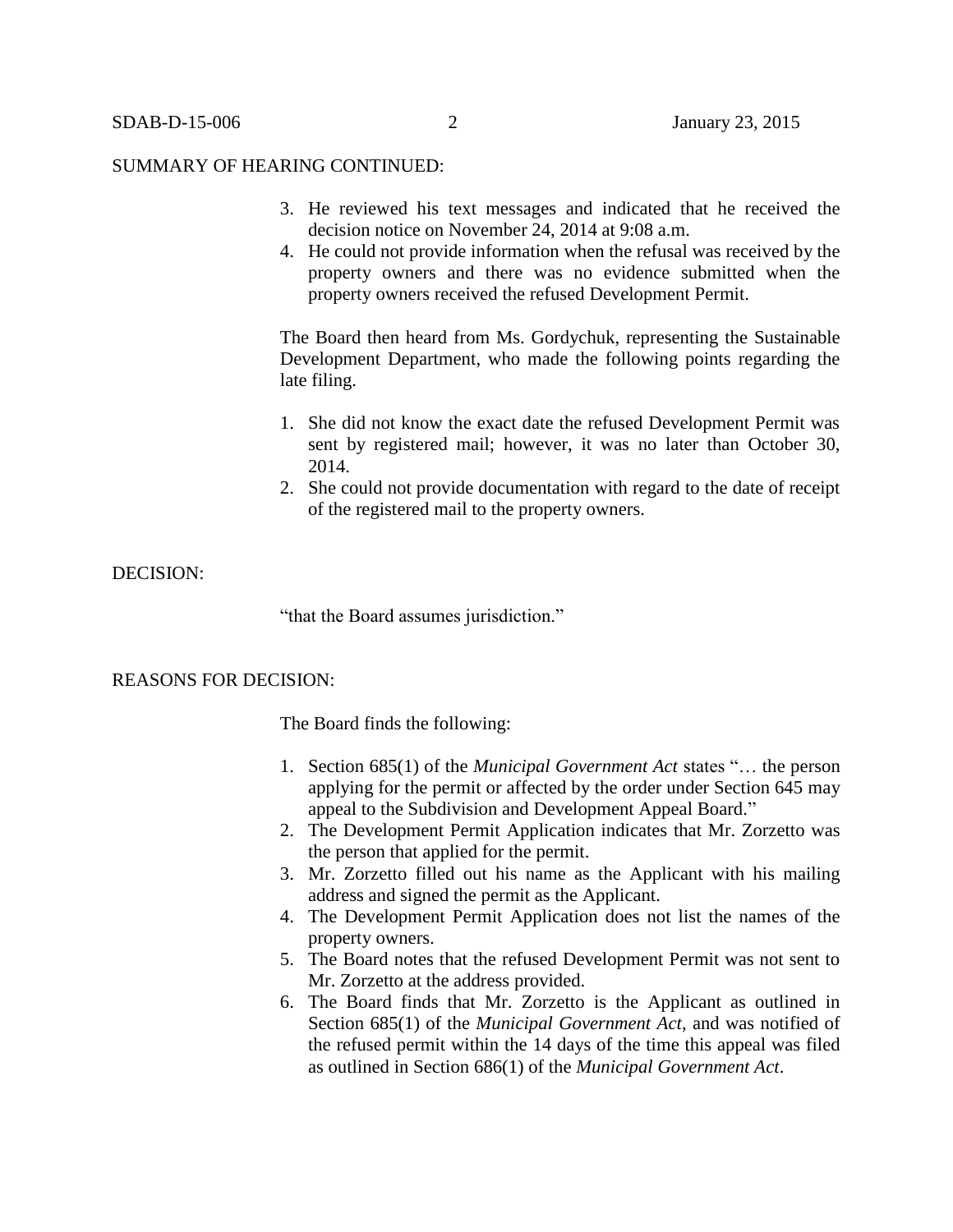SUMMARY OF HEARING CONTINUED:

3. He reviewed his text messages and indicated that he received the decision notice on November 24, 2014 at 9:08 a.m.
4. He could not provide information when the refusal was received by the property owners and there was no evidence submitted when the property owners received the refused Development Permit.

The Board then heard from Ms. Gordychuk, representing the Sustainable Development Department, who made the following points regarding the late filing.

1. She did not know the exact date the refused Development Permit was sent by registered mail; however, it was no later than October 30, 2014.
2. She could not provide documentation with regard to the date of receipt of the registered mail to the property owners.

DECISION:

"that the Board assumes jurisdiction."

REASONS FOR DECISION:

The Board finds the following:

1. Section 685(1) of the *Municipal Government Act* states "… the person applying for the permit or affected by the order under Section 645 may appeal to the Subdivision and Development Appeal Board."
2. The Development Permit Application indicates that Mr. Zorzetto was the person that applied for the permit.
3. Mr. Zorzetto filled out his name as the Applicant with his mailing address and signed the permit as the Applicant.
4. The Development Permit Application does not list the names of the property owners.
5. The Board notes that the refused Development Permit was not sent to Mr. Zorzetto at the address provided.
6. The Board finds that Mr. Zorzetto is the Applicant as outlined in Section 685(1) of the *Municipal Government Act*, and was notified of the refused permit within the 14 days of the time this appeal was filed as outlined in Section 686(1) of the *Municipal Government Act*.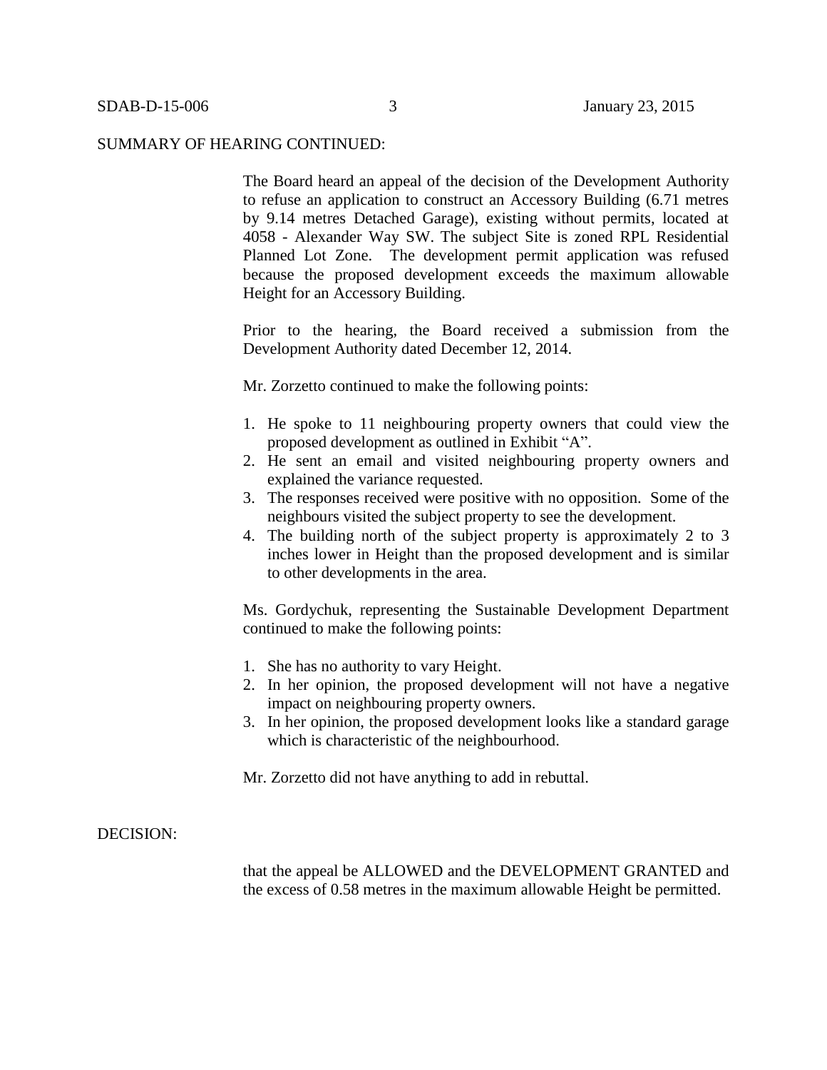SUMMARY OF HEARING CONTINUED:

The Board heard an appeal of the decision of the Development Authority to refuse an application to construct an Accessory Building (6.71 metres by 9.14 metres Detached Garage), existing without permits, located at 4058 - Alexander Way SW. The subject Site is zoned RPL Residential Planned Lot Zone. The development permit application was refused because the proposed development exceeds the maximum allowable Height for an Accessory Building.

Prior to the hearing, the Board received a submission from the Development Authority dated December 12, 2014.

Mr. Zorzetto continued to make the following points:

1. He spoke to 11 neighbouring property owners that could view the proposed development as outlined in Exhibit "A".
2. He sent an email and visited neighbouring property owners and explained the variance requested.
3. The responses received were positive with no opposition. Some of the neighbours visited the subject property to see the development.
4. The building north of the subject property is approximately 2 to 3 inches lower in Height than the proposed development and is similar to other developments in the area.

Ms. Gordychuk, representing the Sustainable Development Department continued to make the following points:

1. She has no authority to vary Height.
2. In her opinion, the proposed development will not have a negative impact on neighbouring property owners.
3. In her opinion, the proposed development looks like a standard garage which is characteristic of the neighbourhood.

Mr. Zorzetto did not have anything to add in rebuttal.

DECISION:

that the appeal be ALLOWED and the DEVELOPMENT GRANTED and the excess of 0.58 metres in the maximum allowable Height be permitted.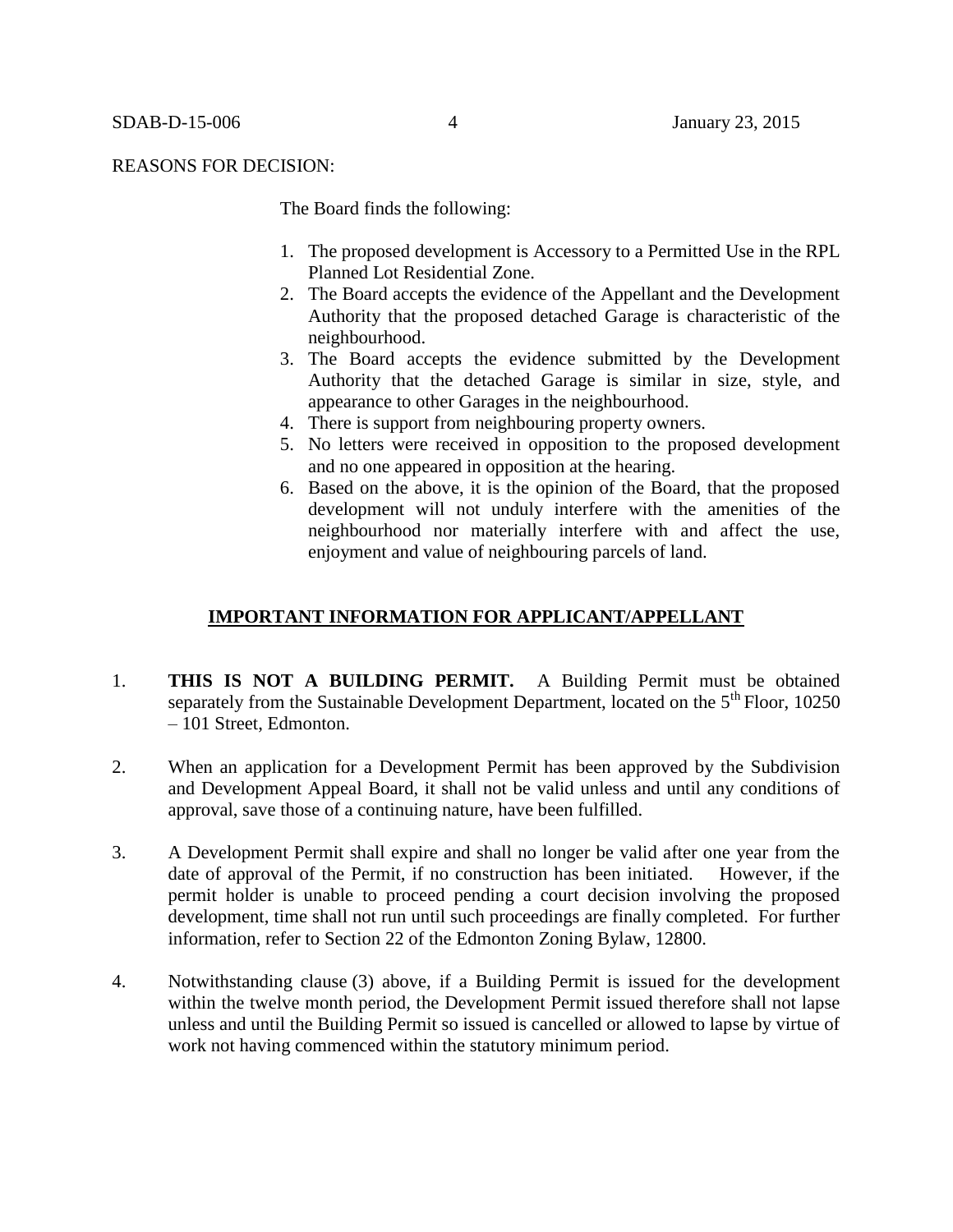REASONS FOR DECISION:

The Board finds the following:

1. The proposed development is Accessory to a Permitted Use in the RPL Planned Lot Residential Zone.
2. The Board accepts the evidence of the Appellant and the Development Authority that the proposed detached Garage is characteristic of the neighbourhood.
3. The Board accepts the evidence submitted by the Development Authority that the detached Garage is similar in size, style, and appearance to other Garages in the neighbourhood.
4. There is support from neighbouring property owners.
5. No letters were received in opposition to the proposed development and no one appeared in opposition at the hearing.
6. Based on the above, it is the opinion of the Board, that the proposed development will not unduly interfere with the amenities of the neighbourhood nor materially interfere with and affect the use, enjoyment and value of neighbouring parcels of land.

## IMPORTANT INFORMATION FOR APPLICANT/APPELLANT

1. **THIS IS NOT A BUILDING PERMIT.** A Building Permit must be obtained separately from the Sustainable Development Department, located on the 5th Floor, 10250 – 101 Street, Edmonton.

2. When an application for a Development Permit has been approved by the Subdivision and Development Appeal Board, it shall not be valid unless and until any conditions of approval, save those of a continuing nature, have been fulfilled.

3. A Development Permit shall expire and shall no longer be valid after one year from the date of approval of the Permit, if no construction has been initiated. However, if the permit holder is unable to proceed pending a court decision involving the proposed development, time shall not run until such proceedings are finally completed. For further information, refer to Section 22 of the Edmonton Zoning Bylaw, 12800.

4. Notwithstanding clause (3) above, if a Building Permit is issued for the development within the twelve month period, the Development Permit issued therefore shall not lapse unless and until the Building Permit so issued is cancelled or allowed to lapse by virtue of work not having commenced within the statutory minimum period.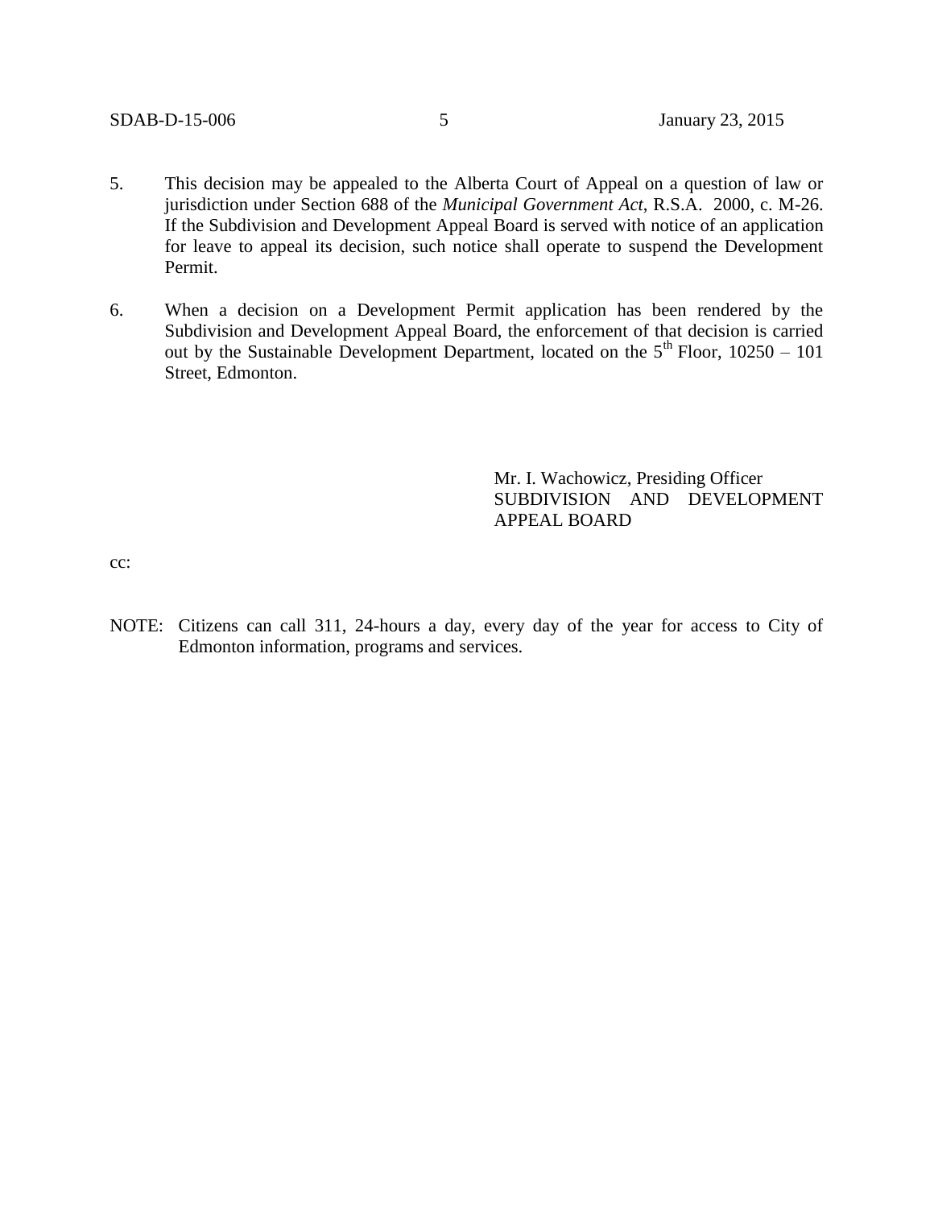5. This decision may be appealed to the Alberta Court of Appeal on a question of law or jurisdiction under Section 688 of the *Municipal Government Act*, R.S.A. 2000, c. M-26. If the Subdivision and Development Appeal Board is served with notice of an application for leave to appeal its decision, such notice shall operate to suspend the Development Permit.

6. When a decision on a Development Permit application has been rendered by the Subdivision and Development Appeal Board, the enforcement of that decision is carried out by the Sustainable Development Department, located on the 5th Floor, 10250 – 101 Street, Edmonton.

Mr. I. Wachowicz, Presiding Officer
SUBDIVISION AND DEVELOPMENT APPEAL BOARD

cc:

NOTE: Citizens can call 311, 24-hours a day, every day of the year for access to City of Edmonton information, programs and services.